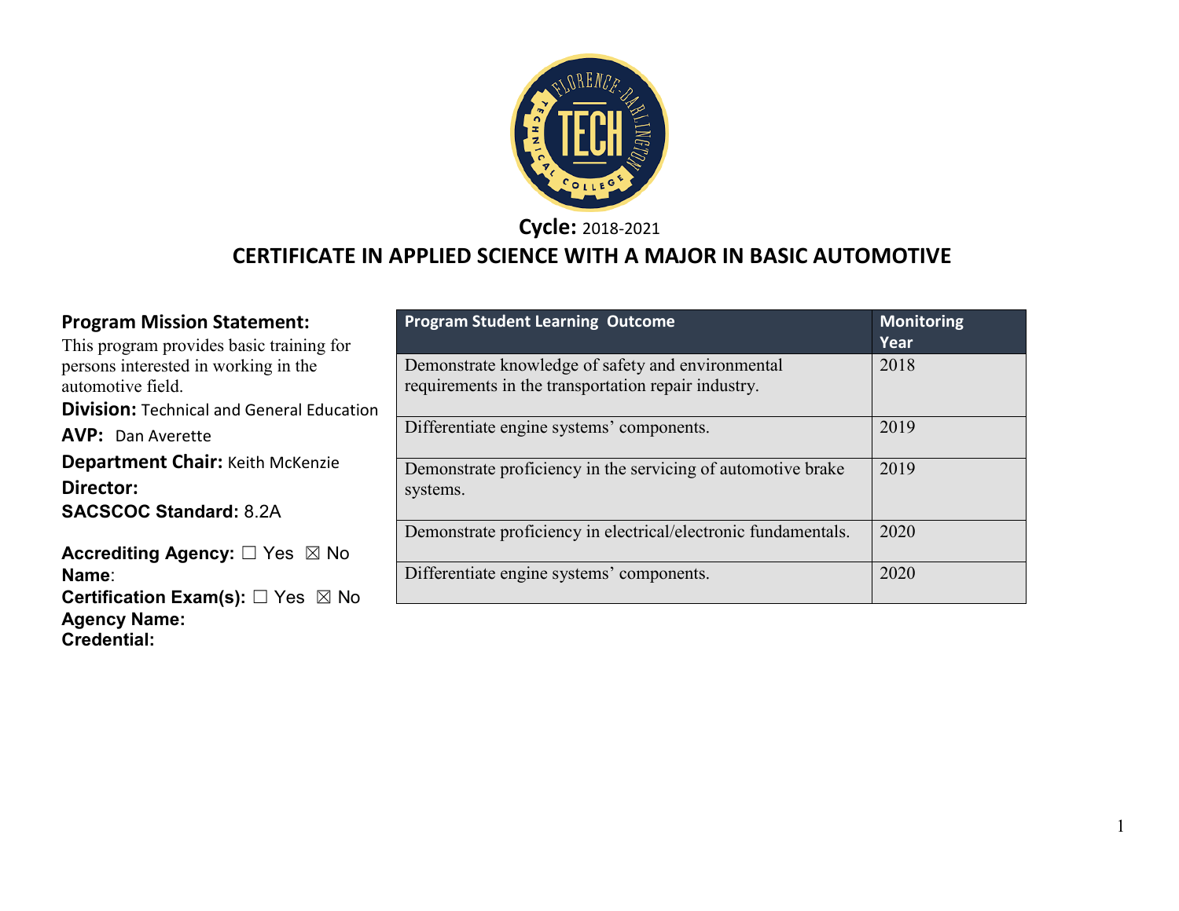**Cycle:** 2018-2021

# CERTIFICATE IN APPLIED SCIENCE WITH A MAJOR IN BASIC AUTOMOTIVE

**Program Mission Statement:**
This program provides basic training for persons interested in working in the automotive field.

**Division:** Technical and General Education

**AVP:** Dan Averette

**Department Chair:** Keith McKenzie

**Director:**

**SACSCOC Standard:** 8.2A

**Accrediting Agency:** ☐ Yes ☒ No
**Name**:
**Certification Exam(s):** ☐ Yes ☒ No
**Agency Name:**
**Credential:**

| Program Student Learning Outcome | Monitoring Year |
|---|---|
| Demonstrate knowledge of safety and environmental requirements in the transportation repair industry. | 2018 |
| Differentiate engine systems' components. | 2019 |
| Demonstrate proficiency in the servicing of automotive brake systems. | 2019 |
| Demonstrate proficiency in electrical/electronic fundamentals. | 2020 |
| Differentiate engine systems' components. | 2020 |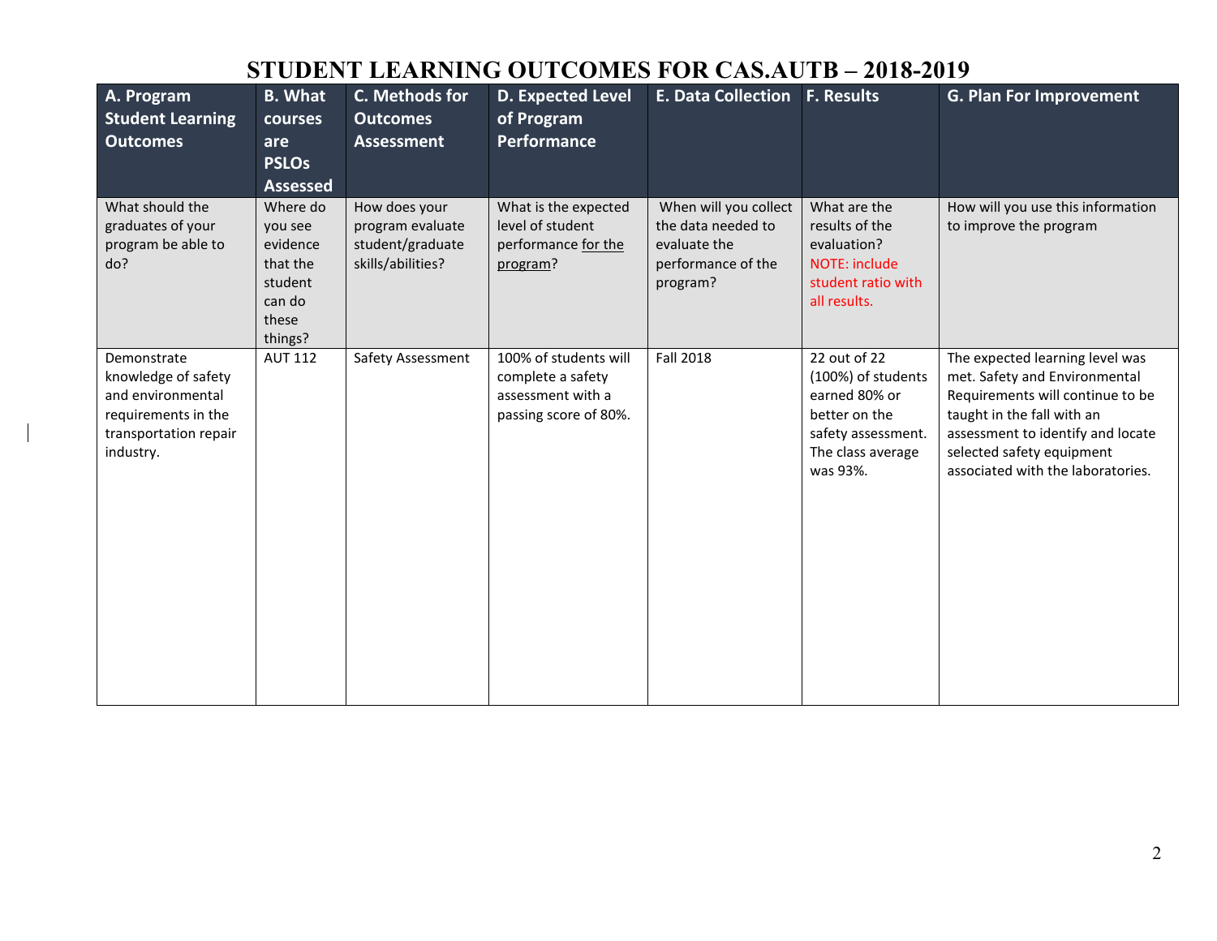# STUDENT LEARNING OUTCOMES FOR CAS.AUTB – 2018-2019

| A. Program Student Learning Outcomes | B. What courses are PSLOs Assessed | C. Methods for Outcomes Assessment | D. Expected Level of Program Performance | E. Data Collection | F. Results | G. Plan For Improvement |
|---|---|---|---|---|---|---|
| What should the graduates of your program be able to do? | Where do you see evidence that the student can do these things? | How does your program evaluate student/graduate skills/abilities? | What is the expected level of student performance for the program? | When will you collect the data needed to evaluate the performance of the program? | What are the results of the evaluation? NOTE: include student ratio with all results. | How will you use this information to improve the program |
| Demonstrate knowledge of safety and environmental requirements in the transportation repair industry. | AUT 112 | Safety Assessment | 100% of students will complete a safety assessment with a passing score of 80%. | Fall 2018 | 22 out of 22 (100%) of students earned 80% or better on the safety assessment. The class average was 93%. | The expected learning level was met. Safety and Environmental Requirements will continue to be taught in the fall with an assessment to identify and locate selected safety equipment associated with the laboratories. |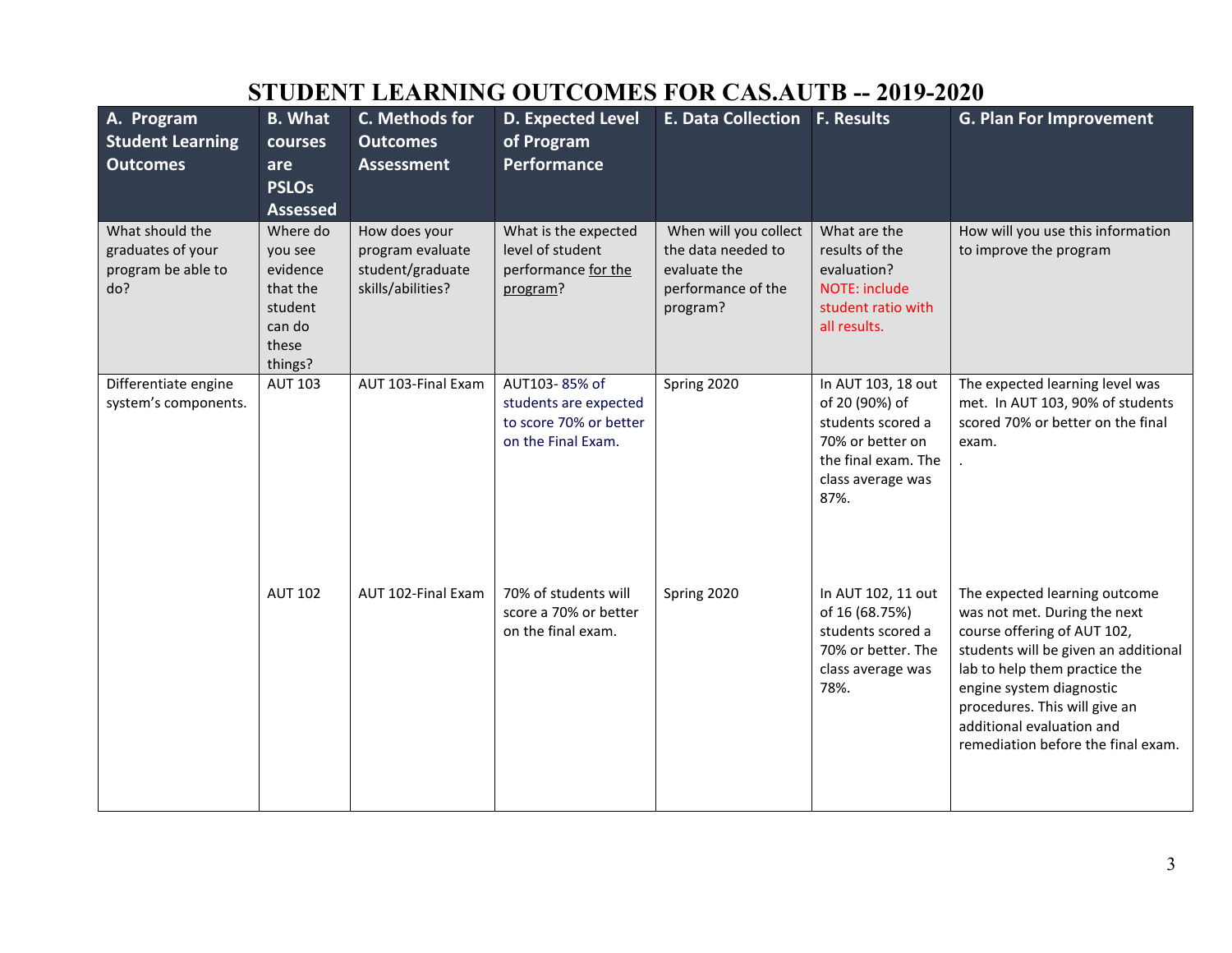# STUDENT LEARNING OUTCOMES FOR CAS.AUTB -- 2019-2020

| A. Program Student Learning Outcomes | B. What courses are PSLOs Assessed | C. Methods for Outcomes Assessment | D. Expected Level of Program Performance | E. Data Collection | F. Results | G. Plan For Improvement |
|---|---|---|---|---|---|---|
| What should the graduates of your program be able to do? | Where do you see evidence that the student can do these things? | How does your program evaluate student/graduate skills/abilities? | What is the expected level of student performance for the program? | When will you collect the data needed to evaluate the performance of the program? | What are the results of the evaluation? NOTE: include student ratio with all results. | How will you use this information to improve the program |
| Differentiate engine system's components. | AUT 103 | AUT 103-Final Exam | AUT103- 85% of students are expected to score 70% or better on the Final Exam. | Spring 2020 | In AUT 103, 18 out of 20 (90%) of students scored a 70% or better on the final exam. The class average was 87%. | The expected learning level was met. In AUT 103, 90% of students scored 70% or better on the final exam. . |
| | AUT 102 | AUT 102-Final Exam | 70% of students will score a 70% or better on the final exam. | Spring 2020 | In AUT 102, 11 out of 16 (68.75%) students scored a 70% or better. The class average was 78%. | The expected learning outcome was not met. During the next course offering of AUT 102, students will be given an additional lab to help them practice the engine system diagnostic procedures. This will give an additional evaluation and remediation before the final exam. |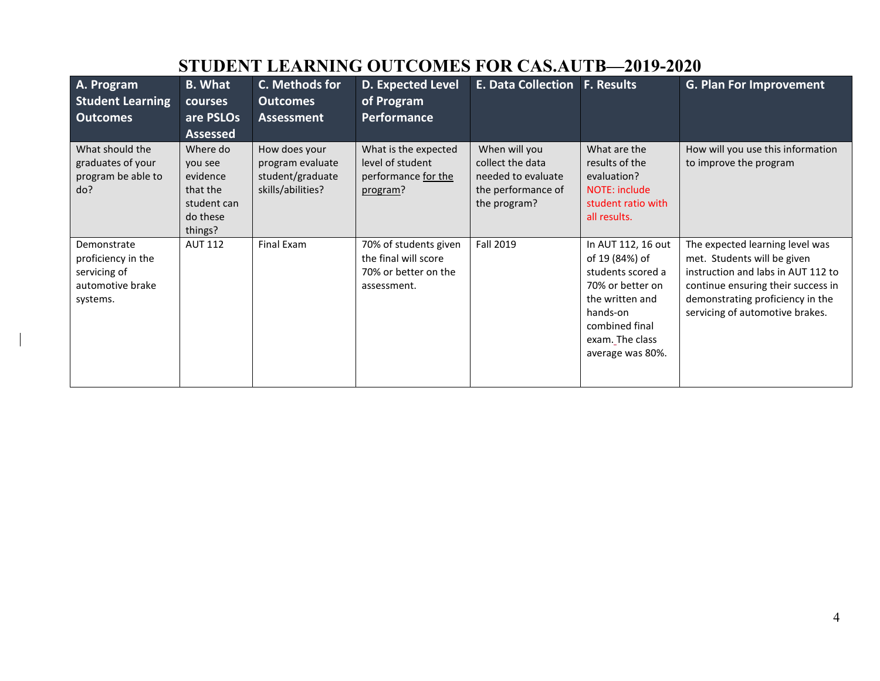# STUDENT LEARNING OUTCOMES FOR CAS.AUTB—2019-2020

| A. Program Student Learning Outcomes | B. What courses are PSLOs Assessed | C. Methods for Outcomes Assessment | D. Expected Level of Program Performance | E. Data Collection | F. Results | G. Plan For Improvement |
|---|---|---|---|---|---|---|
| What should the graduates of your program be able to do? | Where do you see evidence that the student can do these things? | How does your program evaluate student/graduate skills/abilities? | What is the expected level of student performance for the program? | When will you collect the data needed to evaluate the performance of the program? | What are the results of the evaluation? NOTE: include student ratio with all results. | How will you use this information to improve the program |
| Demonstrate proficiency in the servicing of automotive brake systems. | AUT 112 | Final Exam | 70% of students given the final will score 70% or better on the assessment. | Fall 2019 | In AUT 112, 16 out of 19 (84%) of students scored a 70% or better on the written and hands-on combined final exam. The class average was 80%. | The expected learning level was met. Students will be given instruction and labs in AUT 112 to continue ensuring their success in demonstrating proficiency in the servicing of automotive brakes. |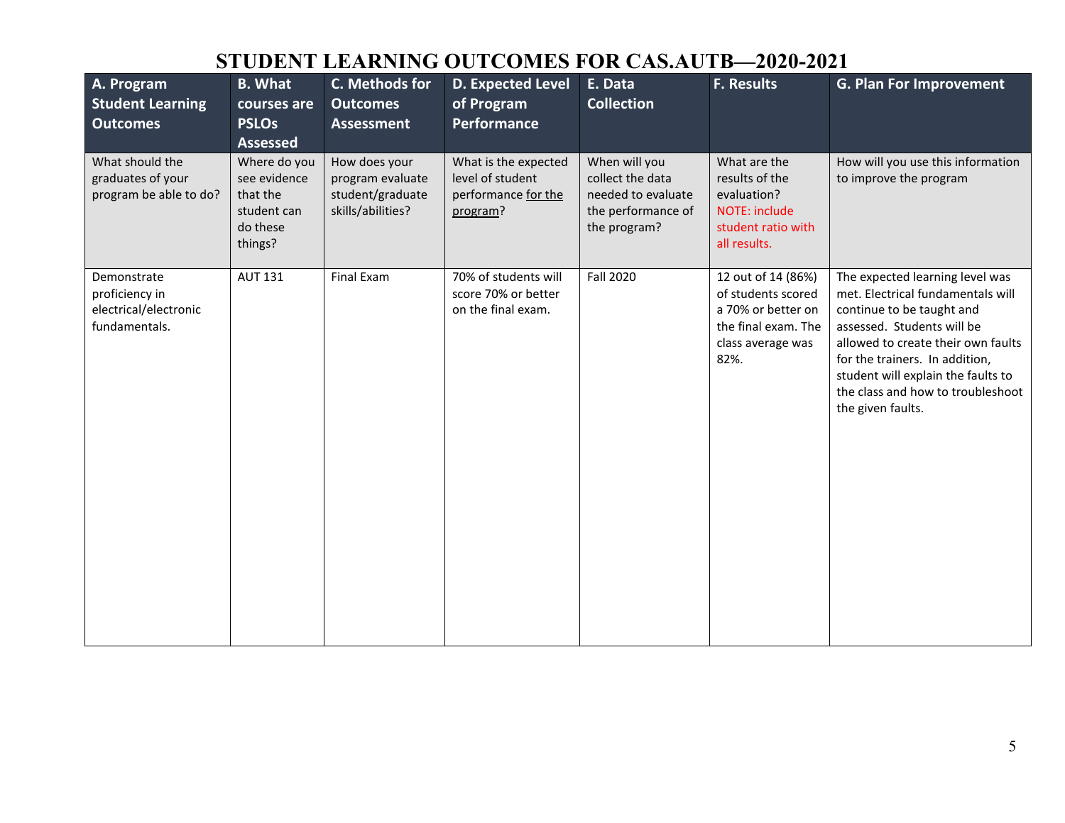# STUDENT LEARNING OUTCOMES FOR CAS.AUTB—2020-2021

| A. Program Student Learning Outcomes | B. What courses are PSLOs Assessed | C. Methods for Outcomes Assessment | D. Expected Level of Program Performance | E. Data Collection | F. Results | G. Plan For Improvement |
|---|---|---|---|---|---|---|
| What should the graduates of your program be able to do? | Where do you see evidence that the student can do these things? | How does your program evaluate student/graduate skills/abilities? | What is the expected level of student performance for the program? | When will you collect the data needed to evaluate the performance of the program? | What are the results of the evaluation? NOTE: include student ratio with all results. | How will you use this information to improve the program |
| Demonstrate proficiency in electrical/electronic fundamentals. | AUT 131 | Final Exam | 70% of students will score 70% or better on the final exam. | Fall 2020 | 12 out of 14 (86%) of students scored a 70% or better on the final exam. The class average was 82%. | The expected learning level was met. Electrical fundamentals will continue to be taught and assessed. Students will be allowed to create their own faults for the trainers. In addition, student will explain the faults to the class and how to troubleshoot the given faults. |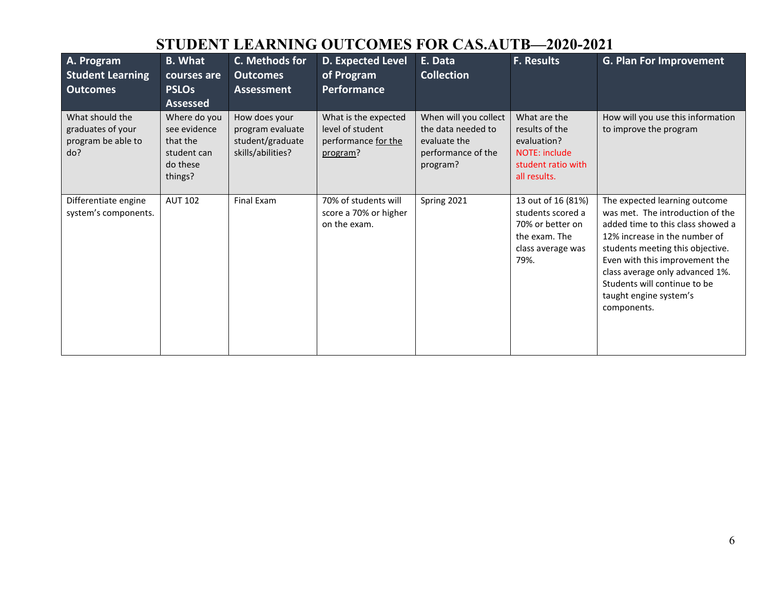# STUDENT LEARNING OUTCOMES FOR CAS.AUTB—2020-2021

| A. Program Student Learning Outcomes | B. What courses are PSLOs Assessed | C. Methods for Outcomes Assessment | D. Expected Level of Program Performance | E. Data Collection | F. Results | G. Plan For Improvement |
|---|---|---|---|---|---|---|
| What should the graduates of your program be able to do? | Where do you see evidence that the student can do these things? | How does your program evaluate student/graduate skills/abilities? | What is the expected level of student performance for the program? | When will you collect the data needed to evaluate the performance of the program? | What are the results of the evaluation? NOTE: include student ratio with all results. | How will you use this information to improve the program |
| Differentiate engine system's components. | AUT 102 | Final Exam | 70% of students will score a 70% or higher on the exam. | Spring 2021 | 13 out of 16 (81%) students scored a 70% or better on the exam. The class average was 79%. | The expected learning outcome was met. The introduction of the added time to this class showed a 12% increase in the number of students meeting this objective. Even with this improvement the class average only advanced 1%. Students will continue to be taught engine system's components. |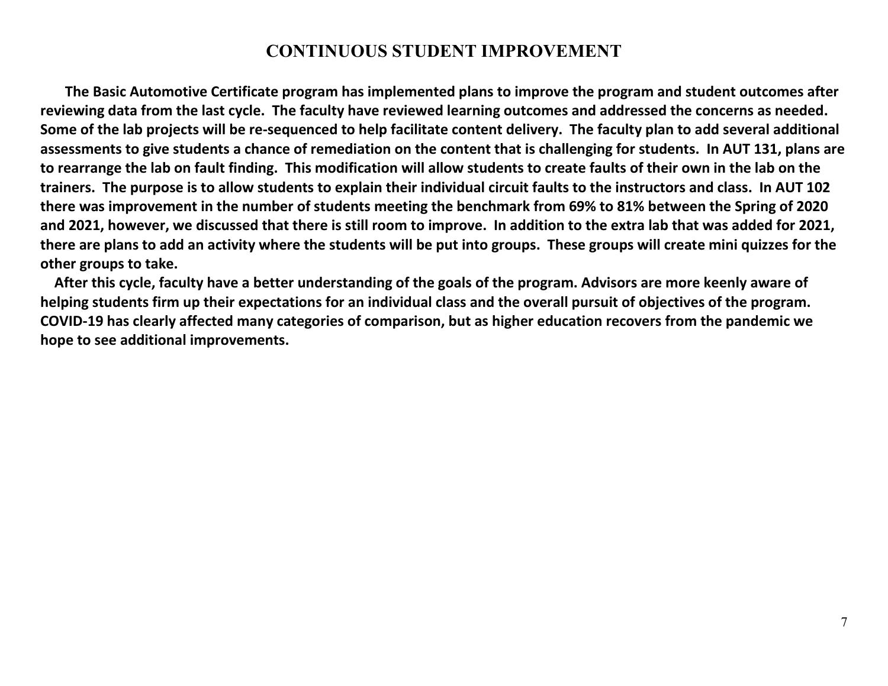# CONTINUOUS STUDENT IMPROVEMENT

**The Basic Automotive Certificate program has implemented plans to improve the program and student outcomes after reviewing data from the last cycle. The faculty have reviewed learning outcomes and addressed the concerns as needed. Some of the lab projects will be re-sequenced to help facilitate content delivery. The faculty plan to add several additional assessments to give students a chance of remediation on the content that is challenging for students. In AUT 131, plans are to rearrange the lab on fault finding. This modification will allow students to create faults of their own in the lab on the trainers. The purpose is to allow students to explain their individual circuit faults to the instructors and class. In AUT 102 there was improvement in the number of students meeting the benchmark from 69% to 81% between the Spring of 2020 and 2021, however, we discussed that there is still room to improve. In addition to the extra lab that was added for 2021, there are plans to add an activity where the students will be put into groups. These groups will create mini quizzes for the other groups to take.**

**After this cycle, faculty have a better understanding of the goals of the program. Advisors are more keenly aware of helping students firm up their expectations for an individual class and the overall pursuit of objectives of the program. COVID-19 has clearly affected many categories of comparison, but as higher education recovers from the pandemic we hope to see additional improvements.**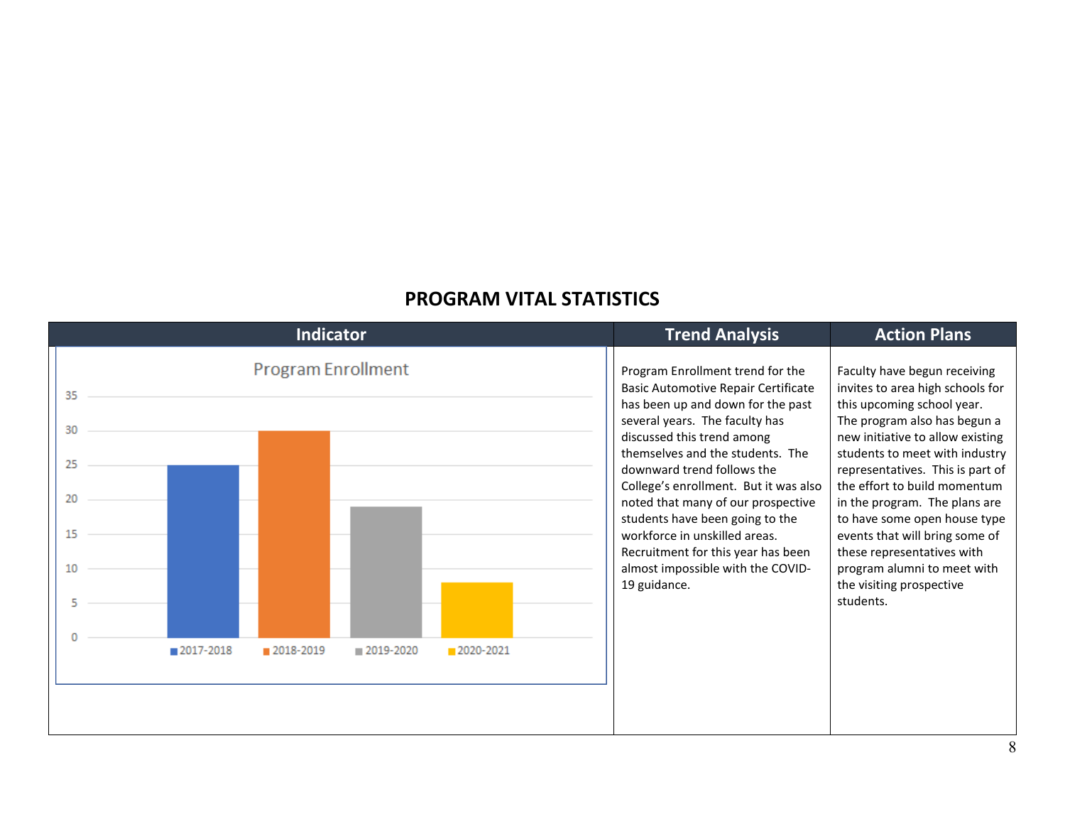## PROGRAM VITAL STATISTICS

| Indicator | Trend Analysis | Action Plans |
|---|---|---|
| Program Enrollment (chart): 2017-2018: 25; 2018-2019: 30; 2019-2020: 19; 2020-2021: 8 | Program Enrollment trend for the Basic Automotive Repair Certificate has been up and down for the past several years. The faculty has discussed this trend among themselves and the students. The downward trend follows the College's enrollment. But it was also noted that many of our prospective students have been going to the workforce in unskilled areas. Recruitment for this year has been almost impossible with the COVID-19 guidance. | Faculty have begun receiving invites to area high schools for this upcoming school year. The program also has begun a new initiative to allow existing students to meet with industry representatives. This is part of the effort to build momentum in the program. The plans are to have some open house type events that will bring some of these representatives with program alumni to meet with the visiting prospective students. |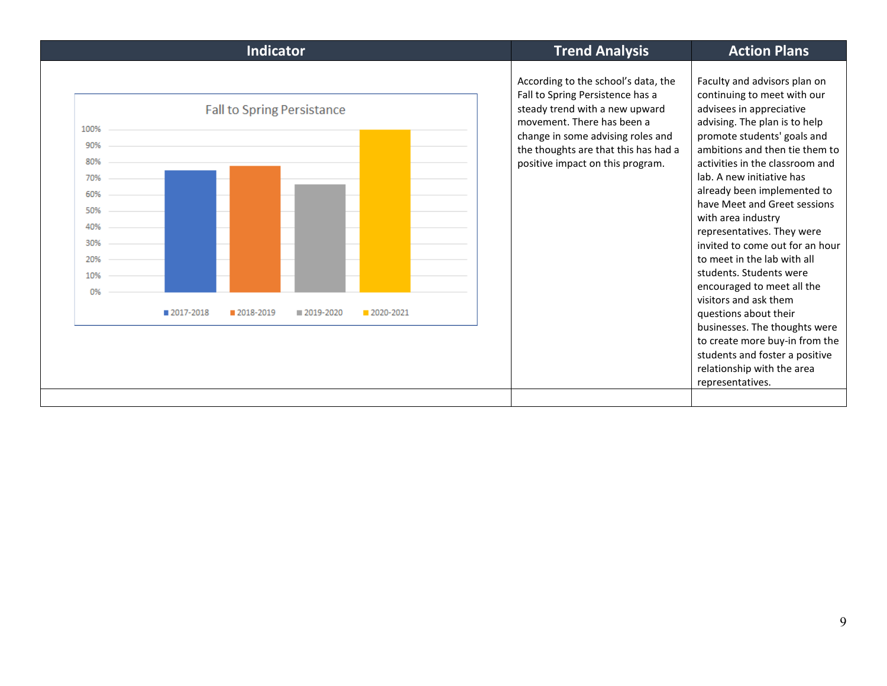| Indicator | Trend Analysis | Action Plans |
|---|---|---|
| Fall to Spring Persistance<br>100%<br>90%<br>80%<br>70%<br>60%<br>50%<br>40%<br>30%<br>20%<br>10%<br>0%<br>■ 2017-2018 ■ 2018-2019 ■ 2019-2020 ■ 2020-2021 | According to the school's data, the Fall to Spring Persistence has a steady trend with a new upward movement. There has been a change in some advising roles and the thoughts are that this has had a positive impact on this program. | Faculty and advisors plan on continuing to meet with our advisees in appreciative advising. The plan is to help promote students' goals and ambitions and then tie them to activities in the classroom and lab. A new initiative has already been implemented to have Meet and Greet sessions with area industry representatives. They were invited to come out for an hour to meet in the lab with all students. Students were encouraged to meet all the visitors and ask them questions about their businesses. The thoughts were to create more buy-in from the students and foster a positive relationship with the area representatives. |
| | | |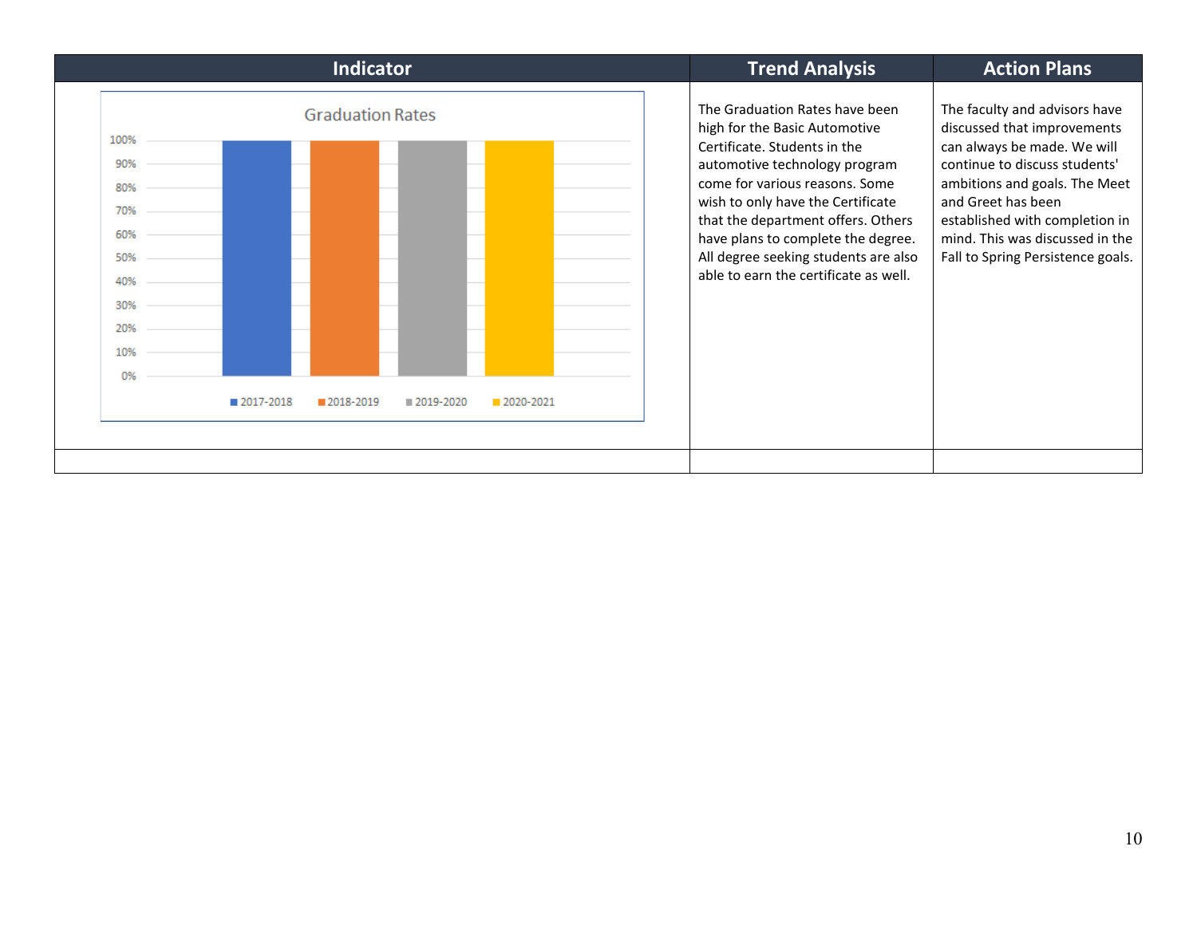| Indicator | Trend Analysis | Action Plans |
| --- | --- | --- |
| Graduation Rates (chart: 2017-2018, 2018-2019, 2019-2020, 2020-2021; y-axis 0%–100%) | The Graduation Rates have been high for the Basic Automotive Certificate. Students in the automotive technology program come for various reasons. Some wish to only have the Certificate that the department offers. Others have plans to complete the degree. All degree seeking students are also able to earn the certificate as well. | The faculty and advisors have discussed that improvements can always be made. We will continue to discuss students' ambitions and goals. The Meet and Greet has been established with completion in mind. This was discussed in the Fall to Spring Persistence goals. |
| | | |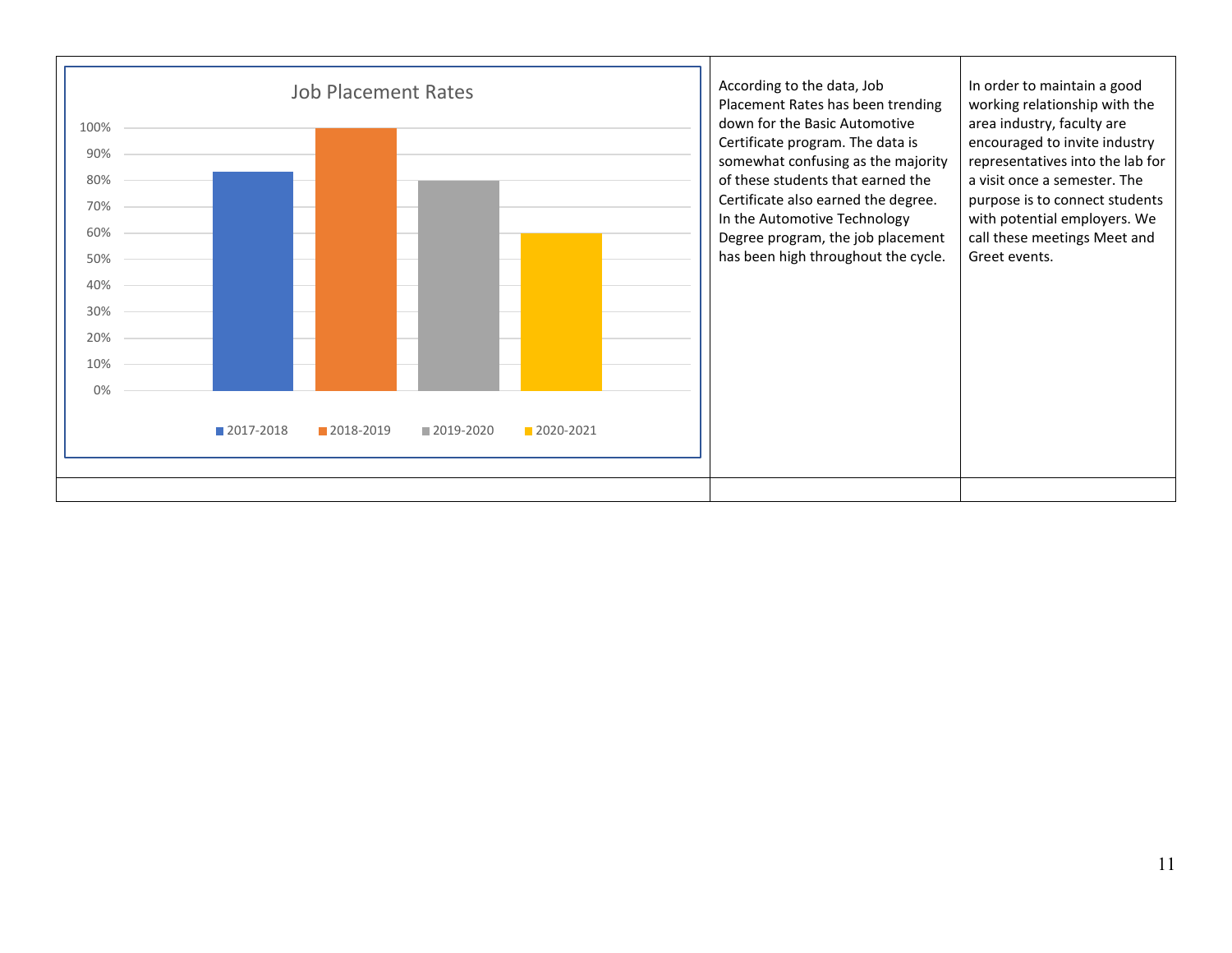| | | |
|---|---|---|
| Job Placement Rates<br><br>100%<br>90%<br>80%<br>70%<br>60%<br>50%<br>40%<br>30%<br>20%<br>10%<br>0%<br><br>2017-2018<br>2018-2019<br>2019-2020<br>2020-2021 | According to the data, Job Placement Rates has been trending down for the Basic Automotive Certificate program. The data is somewhat confusing as the majority of these students that earned the Certificate also earned the degree. In the Automotive Technology Degree program, the job placement has been high throughout the cycle. | In order to maintain a good working relationship with the area industry, faculty are encouraged to invite industry representatives into the lab for a visit once a semester. The purpose is to connect students with potential employers. We call these meetings Meet and Greet events. |
| | | |